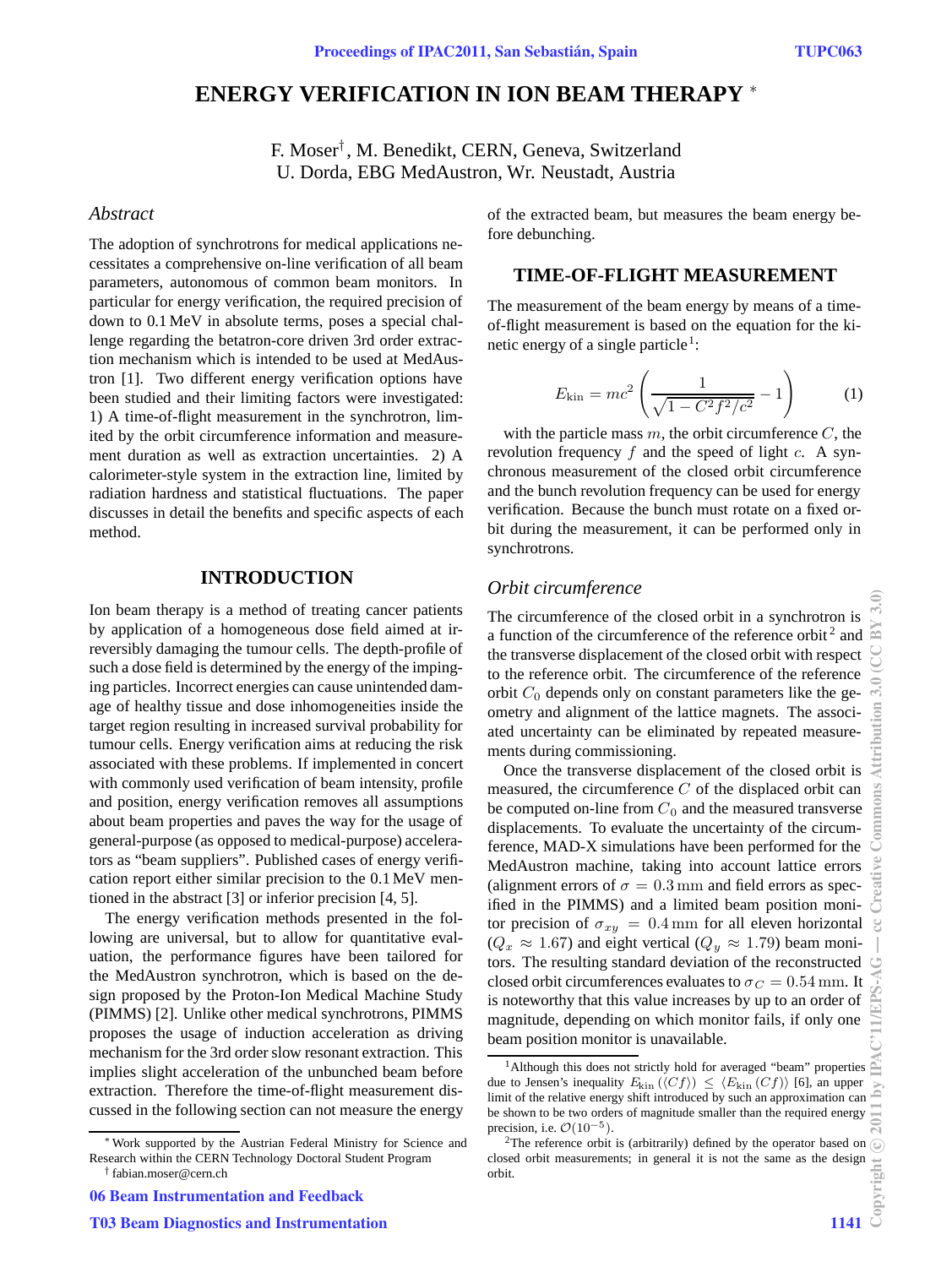# ENERGY VERIFICATION IN ION BEAM THERAPY *

F. Moser†, M. Benedikt, CERN, Geneva, Switzerland
U. Dorda, EBG MedAustron, Wr. Neustadt, Austria

## *Abstract*

The adoption of synchrotrons for medical applications necessitates a comprehensive on-line verification of all beam parameters, autonomous of common beam monitors. In particular for energy verification, the required precision of down to 0.1 MeV in absolute terms, poses a special challenge regarding the betatron-core driven 3rd order extraction mechanism which is intended to be used at MedAustron [1]. Two different energy verification options have been studied and their limiting factors were investigated: 1) A time-of-flight measurement in the synchrotron, limited by the orbit circumference information and measurement duration as well as extraction uncertainties. 2) A calorimeter-style system in the extraction line, limited by radiation hardness and statistical fluctuations. The paper discusses in detail the benefits and specific aspects of each method.

## INTRODUCTION

Ion beam therapy is a method of treating cancer patients by application of a homogeneous dose field aimed at irreversibly damaging the tumour cells. The depth-profile of such a dose field is determined by the energy of the impinging particles. Incorrect energies can cause unintended damage of healthy tissue and dose inhomogeneities inside the target region resulting in increased survival probability for tumour cells. Energy verification aims at reducing the risk associated with these problems. If implemented in concert with commonly used verification of beam intensity, profile and position, energy verification removes all assumptions about beam properties and paves the way for the usage of general-purpose (as opposed to medical-purpose) accelerators as "beam suppliers". Published cases of energy verification report either similar precision to the 0.1 MeV mentioned in the abstract [3] or inferior precision [4, 5].

The energy verification methods presented in the following are universal, but to allow for quantitative evaluation, the performance figures have been tailored for the MedAustron synchrotron, which is based on the design proposed by the Proton-Ion Medical Machine Study (PIMMS) [2]. Unlike other medical synchrotrons, PIMMS proposes the usage of induction acceleration as driving mechanism for the 3rd order slow resonant extraction. This implies slight acceleration of the unbunched beam before extraction. Therefore the time-of-flight measurement discussed in the following section can not measure the energy of the extracted beam, but measures the beam energy before debunching.

## TIME-OF-FLIGHT MEASUREMENT

The measurement of the beam energy by means of a time-of-flight measurement is based on the equation for the kinetic energy of a single particle[1]:

$$E_{\text{kin}} = mc^2 \left( \frac{1}{\sqrt{1 - C^2 f^2 / c^2}} - 1 \right) \qquad (1)$$

with the particle mass $m$, the orbit circumference $C$, the revolution frequency $f$ and the speed of light $c$. A synchronous measurement of the closed orbit circumference and the bunch revolution frequency can be used for energy verification. Because the bunch must rotate on a fixed orbit during the measurement, it can be performed only in synchrotrons.

### *Orbit circumference*

The circumference of the closed orbit in a synchrotron is a function of the circumference of the reference orbit[2] and the transverse displacement of the closed orbit with respect to the reference orbit. The circumference of the reference orbit $C_0$ depends only on constant parameters like the geometry and alignment of the lattice magnets. The associated uncertainty can be eliminated by repeated measurements during commissioning.

Once the transverse displacement of the closed orbit is measured, the circumference $C$ of the displaced orbit can be computed on-line from $C_0$ and the measured transverse displacements. To evaluate the uncertainty of the circumference, MAD-X simulations have been performed for the MedAustron machine, taking into account lattice errors (alignment errors of $\sigma = 0.3\,\text{mm}$ and field errors as specified in the PIMMS) and a limited beam position monitor precision of $\sigma_{xy} = 0.4\,\text{mm}$ for all eleven horizontal ($Q_x \approx 1.67$) and eight vertical ($Q_y \approx 1.79$) beam monitors. The resulting standard deviation of the reconstructed closed orbit circumferences evaluates to $\sigma_C = 0.54\,\text{mm}$. It is noteworthy that this value increases by up to an order of magnitude, depending on which monitor fails, if only one beam position monitor is unavailable.

---

* Work supported by the Austrian Federal Ministry for Science and Research within the CERN Technology Doctoral Student Program

† fabian.moser@cern.ch

[1] Although this does not strictly hold for averaged "beam" properties due to Jensen's inequality $E_{\text{kin}}(\langle Cf \rangle) \leq \langle E_{\text{kin}}(Cf) \rangle$ [6], an upper limit of the relative energy shift introduced by such an approximation can be shown to be two orders of magnitude smaller than the required energy precision, i.e. $\mathcal{O}(10^{-5})$.

[2] The reference orbit is (arbitrarily) defined by the operator based on closed orbit measurements; in general it is not the same as the design orbit.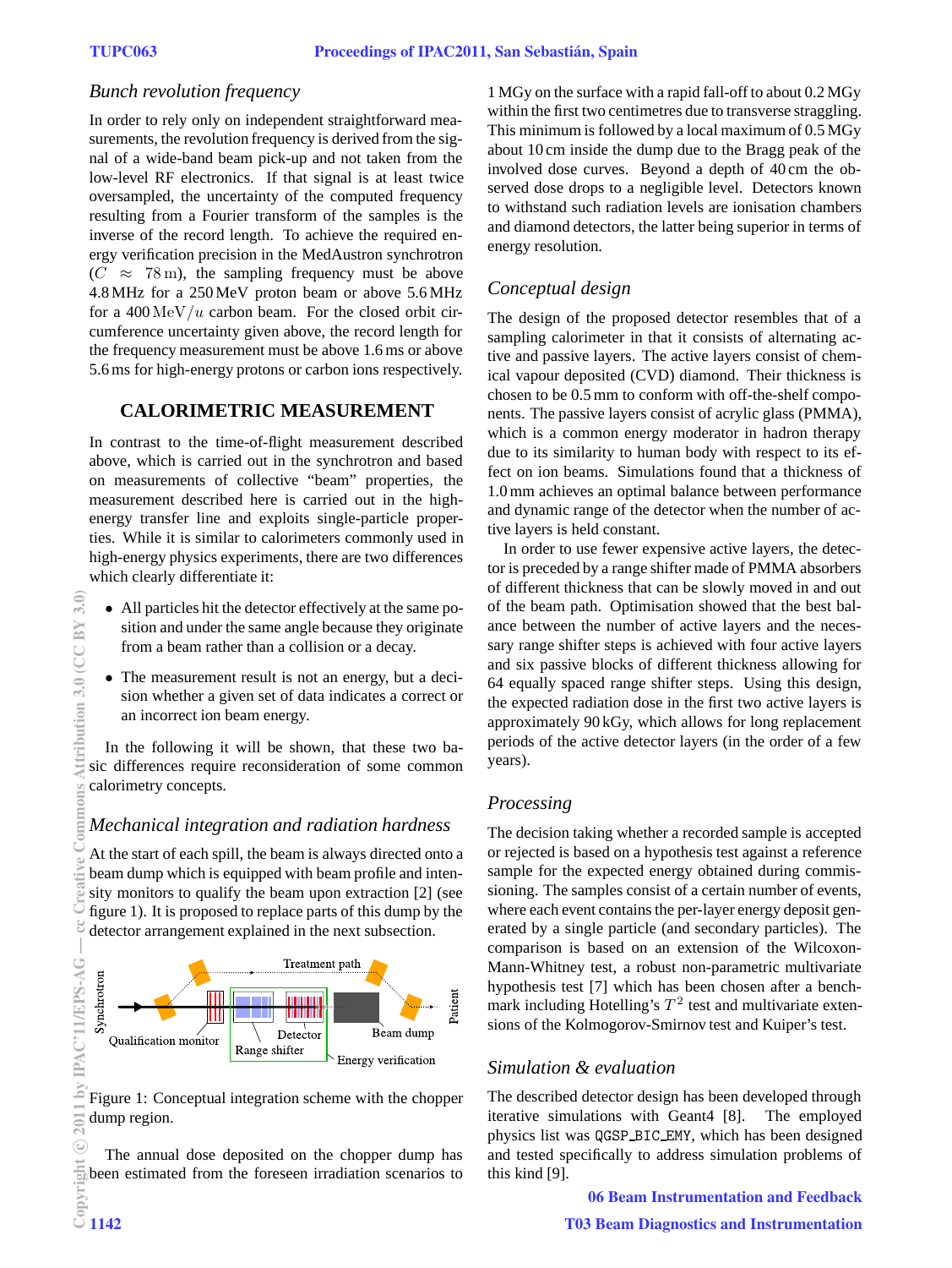### *Bunch revolution frequency*

In order to rely only on independent straightforward measurements, the revolution frequency is derived from the signal of a wide-band beam pick-up and not taken from the low-level RF electronics. If that signal is at least twice oversampled, the uncertainty of the computed frequency resulting from a Fourier transform of the samples is the inverse of the record length. To achieve the required energy verification precision in the MedAustron synchrotron ($C \approx 78\,\mathrm{m}$), the sampling frequency must be above 4.8 MHz for a 250 MeV proton beam or above 5.6 MHz for a 400 $\mathrm{MeV}/u$ carbon beam. For the closed orbit circumference uncertainty given above, the record length for the frequency measurement must be above 1.6 ms or above 5.6 ms for high-energy protons or carbon ions respectively.

## CALORIMETRIC MEASUREMENT

In contrast to the time-of-flight measurement described above, which is carried out in the synchrotron and based on measurements of collective "beam" properties, the measurement described here is carried out in the high-energy transfer line and exploits single-particle properties. While it is similar to calorimeters commonly used in high-energy physics experiments, there are two differences which clearly differentiate it:

- All particles hit the detector effectively at the same position and under the same angle because they originate from a beam rather than a collision or a decay.
- The measurement result is not an energy, but a decision whether a given set of data indicates a correct or an incorrect ion beam energy.

In the following it will be shown, that these two basic differences require reconsideration of some common calorimetry concepts.

### *Mechanical integration and radiation hardness*

At the start of each spill, the beam is always directed onto a beam dump which is equipped with beam profile and intensity monitors to qualify the beam upon extraction [2] (see figure 1). It is proposed to replace parts of this dump by the detector arrangement explained in the next subsection.

Figure 1: Conceptual integration scheme with the chopper dump region.

The annual dose deposited on the chopper dump has been estimated from the foreseen irradiation scenarios to 1 MGy on the surface with a rapid fall-off to about 0.2 MGy within the first two centimetres due to transverse straggling. This minimum is followed by a local maximum of 0.5 MGy about 10 cm inside the dump due to the Bragg peak of the involved dose curves. Beyond a depth of 40 cm the observed dose drops to a negligible level. Detectors known to withstand such radiation levels are ionisation chambers and diamond detectors, the latter being superior in terms of energy resolution.

### *Conceptual design*

The design of the proposed detector resembles that of a sampling calorimeter in that it consists of alternating active and passive layers. The active layers consist of chemical vapour deposited (CVD) diamond. Their thickness is chosen to be 0.5 mm to conform with off-the-shelf components. The passive layers consist of acrylic glass (PMMA), which is a common energy moderator in hadron therapy due to its similarity to human body with respect to its effect on ion beams. Simulations found that a thickness of 1.0 mm achieves an optimal balance between performance and dynamic range of the detector when the number of active layers is held constant.

In order to use fewer expensive active layers, the detector is preceded by a range shifter made of PMMA absorbers of different thickness that can be slowly moved in and out of the beam path. Optimisation showed that the best balance between the number of active layers and the necessary range shifter steps is achieved with four active layers and six passive blocks of different thickness allowing for 64 equally spaced range shifter steps. Using this design, the expected radiation dose in the first two active layers is approximately 90 kGy, which allows for long replacement periods of the active detector layers (in the order of a few years).

### *Processing*

The decision taking whether a recorded sample is accepted or rejected is based on a hypothesis test against a reference sample for the expected energy obtained during commissioning. The samples consist of a certain number of events, where each event contains the per-layer energy deposit generated by a single particle (and secondary particles). The comparison is based on an extension of the Wilcoxon-Mann-Whitney test, a robust non-parametric multivariate hypothesis test [7] which has been chosen after a benchmark including Hotelling's $T^2$ test and multivariate extensions of the Kolmogorov-Smirnov test and Kuiper's test.

### *Simulation & evaluation*

The described detector design has been developed through iterative simulations with Geant4 [8]. The employed physics list was QGSP_BIC_EMY, which has been designed and tested specifically to address simulation problems of this kind [9].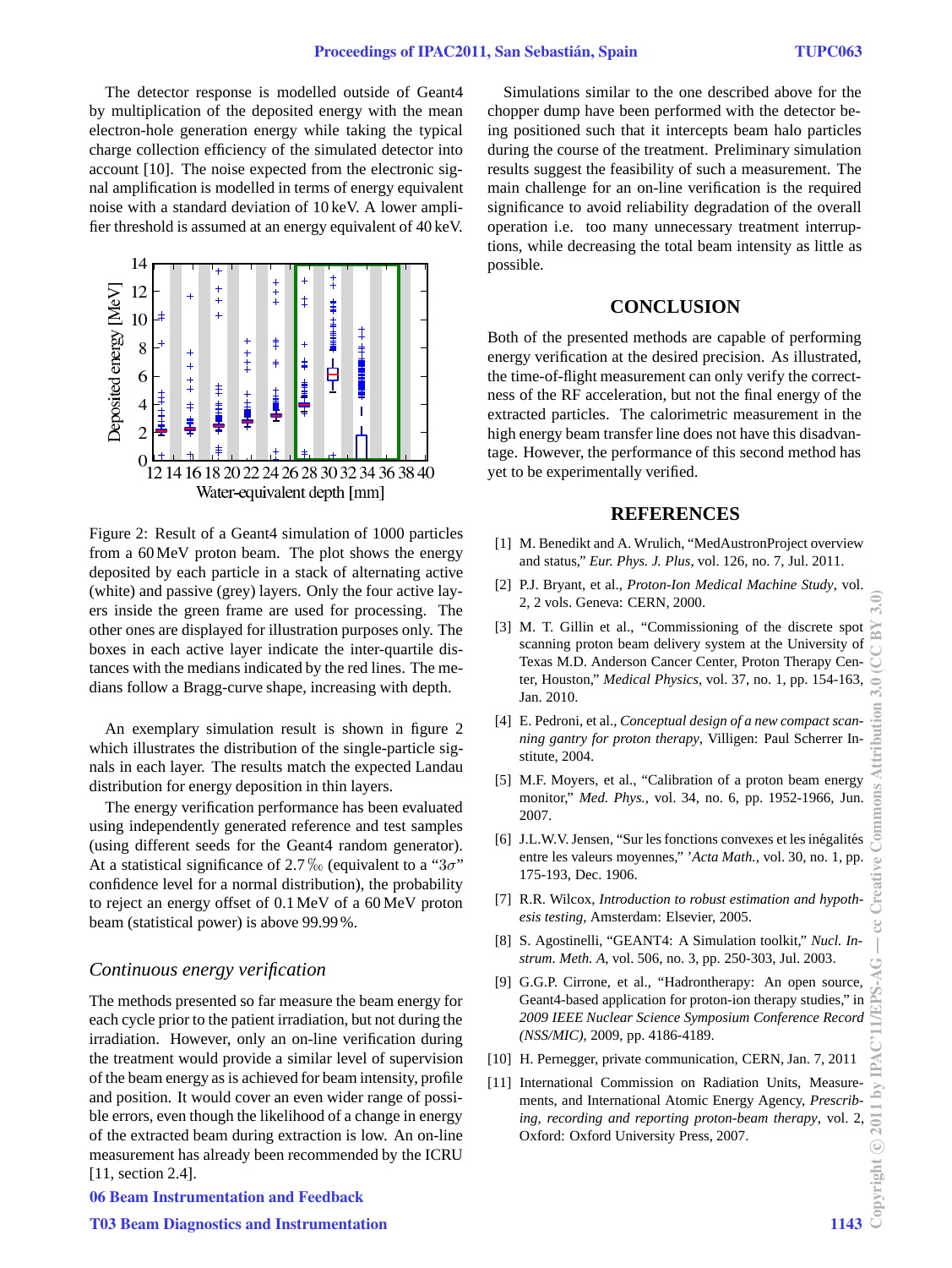The detector response is modelled outside of Geant4 by multiplication of the deposited energy with the mean electron-hole generation energy while taking the typical charge collection efficiency of the simulated detector into account [10]. The noise expected from the electronic signal amplification is modelled in terms of energy equivalent noise with a standard deviation of 10 keV. A lower amplifier threshold is assumed at an energy equivalent of 40 keV.

Deposited energy [MeV]
0
2
4
6
8
10
12
14
Water-equivalent depth [mm]
12 14 16 18 20 22 24 26 28 30 32 34 36 38 40

Figure 2: Result of a Geant4 simulation of 1000 particles from a 60 MeV proton beam. The plot shows the energy deposited by each particle in a stack of alternating active (white) and passive (grey) layers. Only the four active layers inside the green frame are used for processing. The other ones are displayed for illustration purposes only. The boxes in each active layer indicate the inter-quartile distances with the medians indicated by the red lines. The medians follow a Bragg-curve shape, increasing with depth.

An exemplary simulation result is shown in figure 2 which illustrates the distribution of the single-particle signals in each layer. The results match the expected Landau distribution for energy deposition in thin layers.

The energy verification performance has been evaluated using independently generated reference and test samples (using different seeds for the Geant4 random generator). At a statistical significance of 2.7 ‰ (equivalent to a "$3\sigma$" confidence level for a normal distribution), the probability to reject an energy offset of 0.1 MeV of a 60 MeV proton beam (statistical power) is above 99.99 %.

### *Continuous energy verification*

The methods presented so far measure the beam energy for each cycle prior to the patient irradiation, but not during the irradiation. However, only an on-line verification during the treatment would provide a similar level of supervision of the beam energy as is achieved for beam intensity, profile and position. It would cover an even wider range of possible errors, even though the likelihood of a change in energy of the extracted beam during extraction is low. An on-line measurement has already been recommended by the ICRU [11, section 2.4].

Simulations similar to the one described above for the chopper dump have been performed with the detector being positioned such that it intercepts beam halo particles during the course of the treatment. Preliminary simulation results suggest the feasibility of such a measurement. The main challenge for an on-line verification is the required significance to avoid reliability degradation of the overall operation i.e. too many unnecessary treatment interruptions, while decreasing the total beam intensity as little as possible.

## CONCLUSION

Both of the presented methods are capable of performing energy verification at the desired precision. As illustrated, the time-of-flight measurement can only verify the correctness of the RF acceleration, but not the final energy of the extracted particles. The calorimetric measurement in the high energy beam transfer line does not have this disadvantage. However, the performance of this second method has yet to be experimentally verified.

## REFERENCES

[1] M. Benedikt and A. Wrulich, "MedAustronProject overview and status," *Eur. Phys. J. Plus*, vol. 126, no. 7, Jul. 2011.

[2] P.J. Bryant, et al., *Proton-Ion Medical Machine Study*, vol. 2, 2 vols. Geneva: CERN, 2000.

[3] M. T. Gillin et al., "Commissioning of the discrete spot scanning proton beam delivery system at the University of Texas M.D. Anderson Cancer Center, Proton Therapy Center, Houston," *Medical Physics*, vol. 37, no. 1, pp. 154-163, Jan. 2010.

[4] E. Pedroni, et al., *Conceptual design of a new compact scanning gantry for proton therapy*, Villigen: Paul Scherrer Institute, 2004.

[5] M.F. Moyers, et al., "Calibration of a proton beam energy monitor," *Med. Phys.*, vol. 34, no. 6, pp. 1952-1966, Jun. 2007.

[6] J.L.W.V. Jensen, "Sur les fonctions convexes et les inégalités entre les valeurs moyennes," *'Acta Math.*, vol. 30, no. 1, pp. 175-193, Dec. 1906.

[7] R.R. Wilcox, *Introduction to robust estimation and hypothesis testing*, Amsterdam: Elsevier, 2005.

[8] S. Agostinelli, "GEANT4: A Simulation toolkit," *Nucl. Instrum. Meth. A*, vol. 506, no. 3, pp. 250-303, Jul. 2003.

[9] G.G.P. Cirrone, et al., "Hadrontherapy: An open source, Geant4-based application for proton-ion therapy studies," in *2009 IEEE Nuclear Science Symposium Conference Record (NSS/MIC)*, 2009, pp. 4186-4189.

[10] H. Pernegger, private communication, CERN, Jan. 7, 2011

[11] International Commission on Radiation Units, Measurements, and International Atomic Energy Agency, *Prescribing, recording and reporting proton-beam therapy*, vol. 2, Oxford: Oxford University Press, 2007.